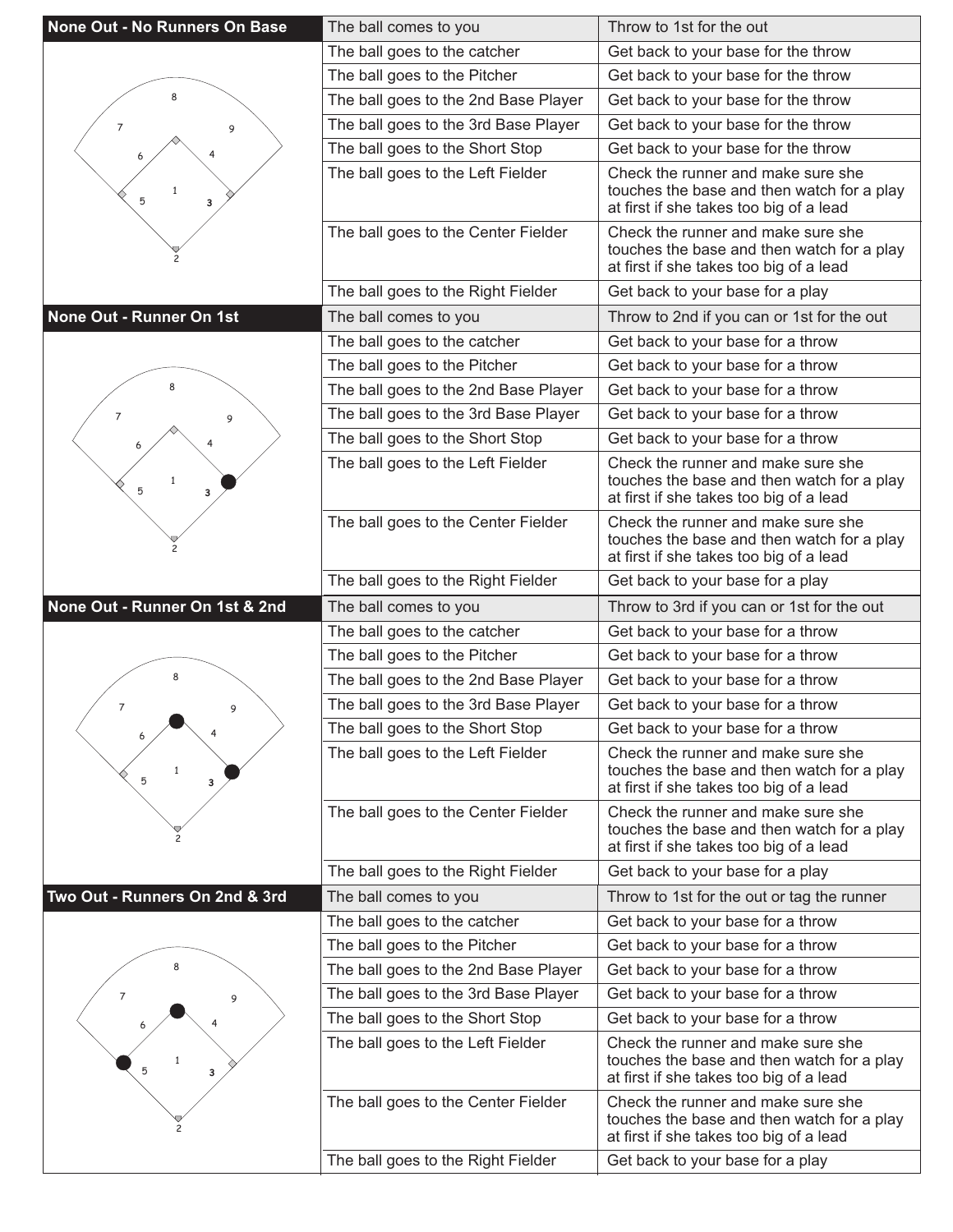## None Out - No Runners On Base

| Situation | Action |
|---|---|
| The ball comes to you | Throw to 1st for the out |
| The ball goes to the catcher | Get back to your base for the throw |
| The ball goes to the Pitcher | Get back to your base for the throw |
| The ball goes to the 2nd Base Player | Get back to your base for the throw |
| The ball goes to the 3rd Base Player | Get back to your base for the throw |
| The ball goes to the Short Stop | Get back to your base for the throw |
| The ball goes to the Left Fielder | Check the runner and make sure she touches the base and then watch for a play at first if she takes too big of a lead |
| The ball goes to the Center Fielder | Check the runner and make sure she touches the base and then watch for a play at first if she takes too big of a lead |
| The ball goes to the Right Fielder | Get back to your base for a play |

## None Out - Runner On 1st

| Situation | Action |
|---|---|
| The ball comes to you | Throw to 2nd if you can or 1st for the out |
| The ball goes to the catcher | Get back to your base for a throw |
| The ball goes to the Pitcher | Get back to your base for a throw |
| The ball goes to the 2nd Base Player | Get back to your base for a throw |
| The ball goes to the 3rd Base Player | Get back to your base for a throw |
| The ball goes to the Short Stop | Get back to your base for a throw |
| The ball goes to the Left Fielder | Check the runner and make sure she touches the base and then watch for a play at first if she takes too big of a lead |
| The ball goes to the Center Fielder | Check the runner and make sure she touches the base and then watch for a play at first if she takes too big of a lead |
| The ball goes to the Right Fielder | Get back to your base for a play |

## None Out - Runner On 1st & 2nd

| Situation | Action |
|---|---|
| The ball comes to you | Throw to 3rd if you can or 1st for the out |
| The ball goes to the catcher | Get back to your base for a throw |
| The ball goes to the Pitcher | Get back to your base for a throw |
| The ball goes to the 2nd Base Player | Get back to your base for a throw |
| The ball goes to the 3rd Base Player | Get back to your base for a throw |
| The ball goes to the Short Stop | Get back to your base for a throw |
| The ball goes to the Left Fielder | Check the runner and make sure she touches the base and then watch for a play at first if she takes too big of a lead |
| The ball goes to the Center Fielder | Check the runner and make sure she touches the base and then watch for a play at first if she takes too big of a lead |
| The ball goes to the Right Fielder | Get back to your base for a play |

## Two Out - Runners On 2nd & 3rd

| Situation | Action |
|---|---|
| The ball comes to you | Throw to 1st for the out or tag the runner |
| The ball goes to the catcher | Get back to your base for a throw |
| The ball goes to the Pitcher | Get back to your base for a throw |
| The ball goes to the 2nd Base Player | Get back to your base for a throw |
| The ball goes to the 3rd Base Player | Get back to your base for a throw |
| The ball goes to the Short Stop | Get back to your base for a throw |
| The ball goes to the Left Fielder | Check the runner and make sure she touches the base and then watch for a play at first if she takes too big of a lead |
| The ball goes to the Center Fielder | Check the runner and make sure she touches the base and then watch for a play at first if she takes too big of a lead |
| The ball goes to the Right Fielder | Get back to your base for a play |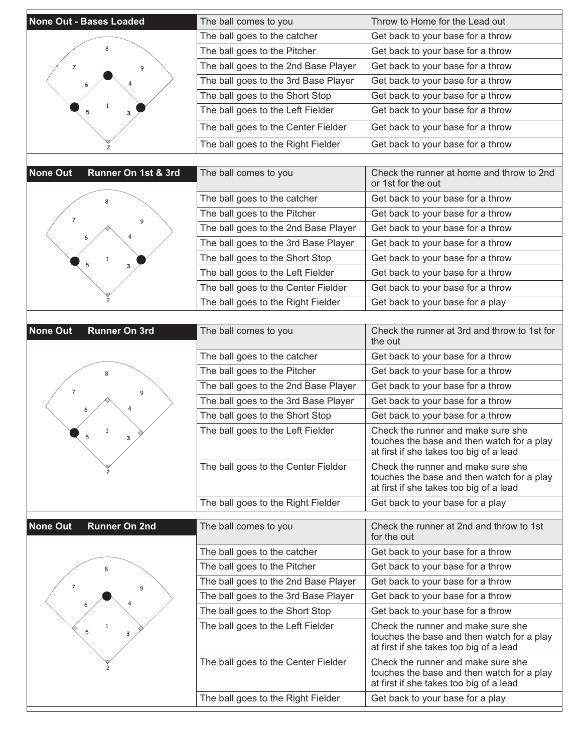| None Out - Bases Loaded | The ball comes to you | Throw to Home for the Lead out |
|---|---|---|
| | The ball goes to the catcher | Get back to your base for a throw |
| | The ball goes to the Pitcher | Get back to your base for a throw |
| | The ball goes to the 2nd Base Player | Get back to your base for a throw |
| | The ball goes to the 3rd Base Player | Get back to your base for a throw |
| | The ball goes to the Short Stop | Get back to your base for a throw |
| | The ball goes to the Left Fielder | Get back to your base for a throw |
| | The ball goes to the Center Fielder | Get back to your base for a throw |
| | The ball goes to the Right Fielder | Get back to your base for a throw |

| None Out Runner On 1st & 3rd | The ball comes to you | Check the runner at home and throw to 2nd or 1st for the out |
|---|---|---|
| | The ball goes to the catcher | Get back to your base for a throw |
| | The ball goes to the Pitcher | Get back to your base for a throw |
| | The ball goes to the 2nd Base Player | Get back to your base for a throw |
| | The ball goes to the 3rd Base Player | Get back to your base for a throw |
| | The ball goes to the Short Stop | Get back to your base for a throw |
| | The ball goes to the Left Fielder | Get back to your base for a throw |
| | The ball goes to the Center Fielder | Get back to your base for a throw |
| | The ball goes to the Right Fielder | Get back to your base for a play |

| None Out Runner On 3rd | The ball comes to you | Check the runner at 3rd and throw to 1st for the out |
|---|---|---|
| | The ball goes to the catcher | Get back to your base for a throw |
| | The ball goes to the Pitcher | Get back to your base for a throw |
| | The ball goes to the 2nd Base Player | Get back to your base for a throw |
| | The ball goes to the 3rd Base Player | Get back to your base for a throw |
| | The ball goes to the Short Stop | Get back to your base for a throw |
| | The ball goes to the Left Fielder | Check the runner and make sure she touches the base and then watch for a play at first if she takes too big of a lead |
| | The ball goes to the Center Fielder | Check the runner and make sure she touches the base and then watch for a play at first if she takes too big of a lead |
| | The ball goes to the Right Fielder | Get back to your base for a play |

| None Out Runner On 2nd | The ball comes to you | Check the runner at 2nd and throw to 1st for the out |
|---|---|---|
| | The ball goes to the catcher | Get back to your base for a throw |
| | The ball goes to the Pitcher | Get back to your base for a throw |
| | The ball goes to the 2nd Base Player | Get back to your base for a throw |
| | The ball goes to the 3rd Base Player | Get back to your base for a throw |
| | The ball goes to the Short Stop | Get back to your base for a throw |
| | The ball goes to the Left Fielder | Check the runner and make sure she touches the base and then watch for a play at first if she takes too big of a lead |
| | The ball goes to the Center Fielder | Check the runner and make sure she touches the base and then watch for a play at first if she takes too big of a lead |
| | The ball goes to the Right Fielder | Get back to your base for a play |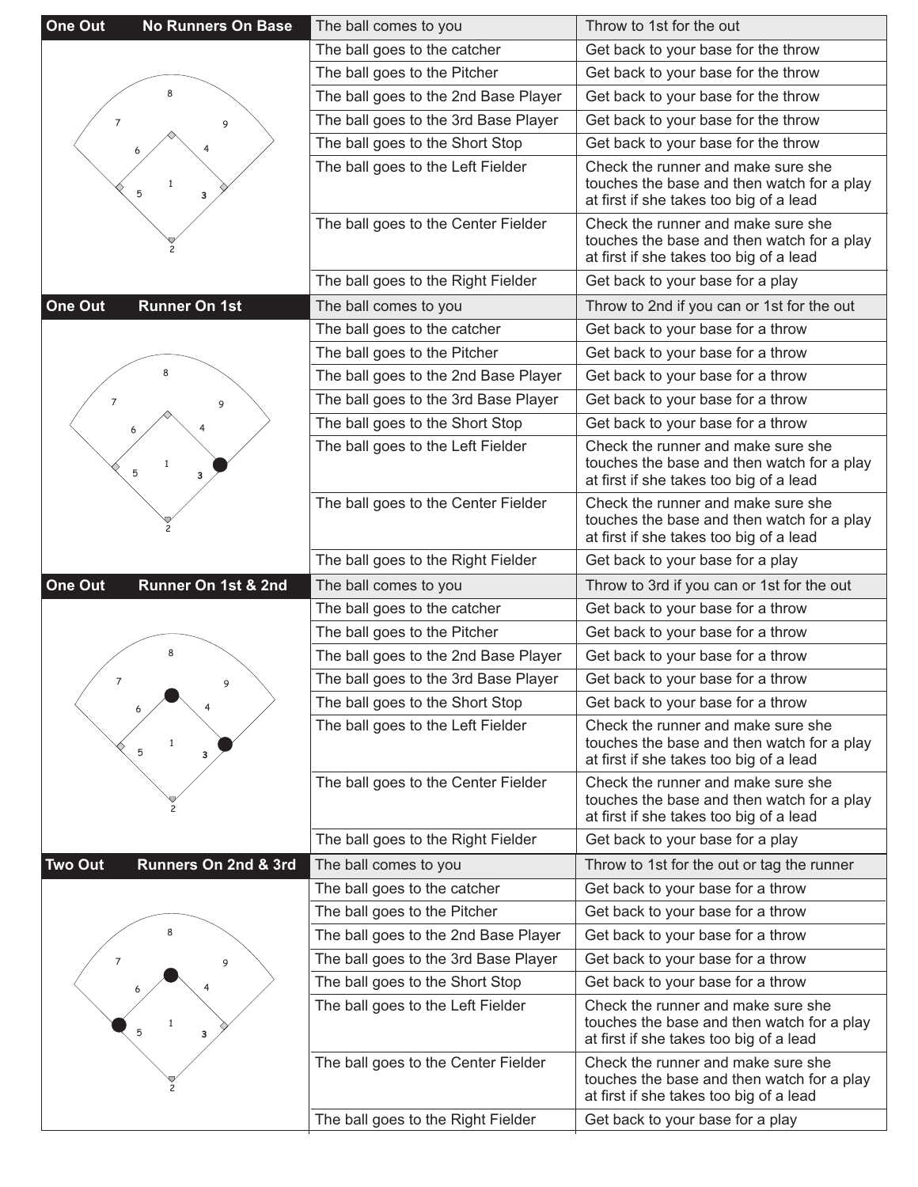| One Out — No Runners On Base | |
|---|---|
| The ball comes to you | Throw to 1st for the out |
| The ball goes to the catcher | Get back to your base for the throw |
| The ball goes to the Pitcher | Get back to your base for the throw |
| The ball goes to the 2nd Base Player | Get back to your base for the throw |
| The ball goes to the 3rd Base Player | Get back to your base for the throw |
| The ball goes to the Short Stop | Get back to your base for the throw |
| The ball goes to the Left Fielder | Check the runner and make sure she touches the base and then watch for a play at first if she takes too big of a lead |
| The ball goes to the Center Fielder | Check the runner and make sure she touches the base and then watch for a play at first if she takes too big of a lead |
| The ball goes to the Right Fielder | Get back to your base for a play |

| One Out — Runner On 1st | |
|---|---|
| The ball comes to you | Throw to 2nd if you can or 1st for the out |
| The ball goes to the catcher | Get back to your base for a throw |
| The ball goes to the Pitcher | Get back to your base for a throw |
| The ball goes to the 2nd Base Player | Get back to your base for a throw |
| The ball goes to the 3rd Base Player | Get back to your base for a throw |
| The ball goes to the Short Stop | Get back to your base for a throw |
| The ball goes to the Left Fielder | Check the runner and make sure she touches the base and then watch for a play at first if she takes too big of a lead |
| The ball goes to the Center Fielder | Check the runner and make sure she touches the base and then watch for a play at first if she takes too big of a lead |
| The ball goes to the Right Fielder | Get back to your base for a play |

| One Out — Runner On 1st & 2nd | |
|---|---|
| The ball comes to you | Throw to 3rd if you can or 1st for the out |
| The ball goes to the catcher | Get back to your base for a throw |
| The ball goes to the Pitcher | Get back to your base for a throw |
| The ball goes to the 2nd Base Player | Get back to your base for a throw |
| The ball goes to the 3rd Base Player | Get back to your base for a throw |
| The ball goes to the Short Stop | Get back to your base for a throw |
| The ball goes to the Left Fielder | Check the runner and make sure she touches the base and then watch for a play at first if she takes too big of a lead |
| The ball goes to the Center Fielder | Check the runner and make sure she touches the base and then watch for a play at first if she takes too big of a lead |
| The ball goes to the Right Fielder | Get back to your base for a play |

| Two Out — Runners On 2nd & 3rd | |
|---|---|
| The ball comes to you | Throw to 1st for the out or tag the runner |
| The ball goes to the catcher | Get back to your base for a throw |
| The ball goes to the Pitcher | Get back to your base for a throw |
| The ball goes to the 2nd Base Player | Get back to your base for a throw |
| The ball goes to the 3rd Base Player | Get back to your base for a throw |
| The ball goes to the Short Stop | Get back to your base for a throw |
| The ball goes to the Left Fielder | Check the runner and make sure she touches the base and then watch for a play at first if she takes too big of a lead |
| The ball goes to the Center Fielder | Check the runner and make sure she touches the base and then watch for a play at first if she takes too big of a lead |
| The ball goes to the Right Fielder | Get back to your base for a play |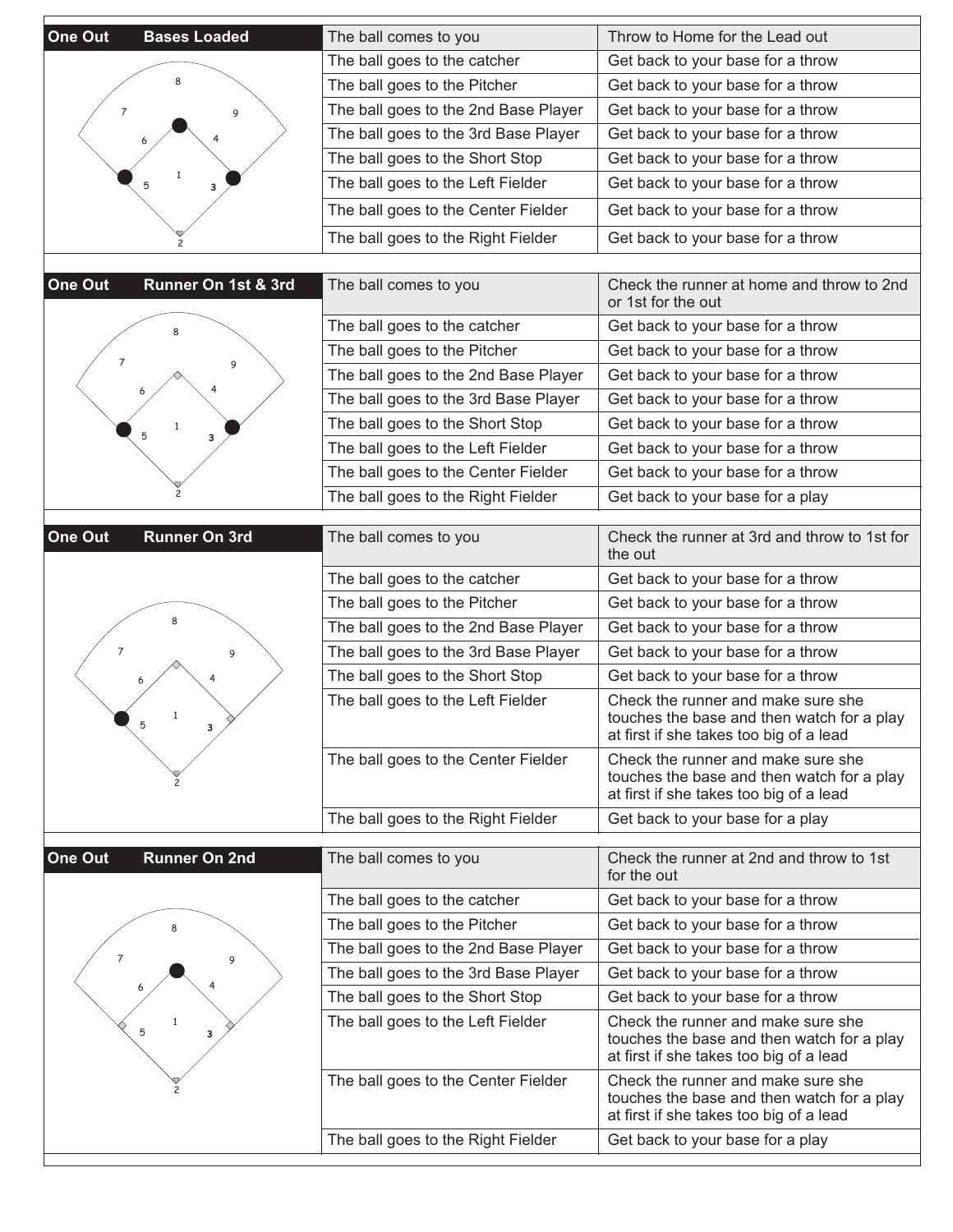| One Out — Bases Loaded | |
| --- | --- |
| The ball comes to you | Throw to Home for the Lead out |
| The ball goes to the catcher | Get back to your base for a throw |
| The ball goes to the Pitcher | Get back to your base for a throw |
| The ball goes to the 2nd Base Player | Get back to your base for a throw |
| The ball goes to the 3rd Base Player | Get back to your base for a throw |
| The ball goes to the Short Stop | Get back to your base for a throw |
| The ball goes to the Left Fielder | Get back to your base for a throw |
| The ball goes to the Center Fielder | Get back to your base for a throw |
| The ball goes to the Right Fielder | Get back to your base for a throw |

| One Out — Runner On 1st & 3rd | |
| --- | --- |
| The ball comes to you | Check the runner at home and throw to 2nd or 1st for the out |
| The ball goes to the catcher | Get back to your base for a throw |
| The ball goes to the Pitcher | Get back to your base for a throw |
| The ball goes to the 2nd Base Player | Get back to your base for a throw |
| The ball goes to the 3rd Base Player | Get back to your base for a throw |
| The ball goes to the Short Stop | Get back to your base for a throw |
| The ball goes to the Left Fielder | Get back to your base for a throw |
| The ball goes to the Center Fielder | Get back to your base for a throw |
| The ball goes to the Right Fielder | Get back to your base for a play |

| One Out — Runner On 3rd | |
| --- | --- |
| The ball comes to you | Check the runner at 3rd and throw to 1st for the out |
| The ball goes to the catcher | Get back to your base for a throw |
| The ball goes to the Pitcher | Get back to your base for a throw |
| The ball goes to the 2nd Base Player | Get back to your base for a throw |
| The ball goes to the 3rd Base Player | Get back to your base for a throw |
| The ball goes to the Short Stop | Get back to your base for a throw |
| The ball goes to the Left Fielder | Check the runner and make sure she touches the base and then watch for a play at first if she takes too big of a lead |
| The ball goes to the Center Fielder | Check the runner and make sure she touches the base and then watch for a play at first if she takes too big of a lead |
| The ball goes to the Right Fielder | Get back to your base for a play |

| One Out — Runner On 2nd | |
| --- | --- |
| The ball comes to you | Check the runner at 2nd and throw to 1st for the out |
| The ball goes to the catcher | Get back to your base for a throw |
| The ball goes to the Pitcher | Get back to your base for a throw |
| The ball goes to the 2nd Base Player | Get back to your base for a throw |
| The ball goes to the 3rd Base Player | Get back to your base for a throw |
| The ball goes to the Short Stop | Get back to your base for a throw |
| The ball goes to the Left Fielder | Check the runner and make sure she touches the base and then watch for a play at first if she takes too big of a lead |
| The ball goes to the Center Fielder | Check the runner and make sure she touches the base and then watch for a play at first if she takes too big of a lead |
| The ball goes to the Right Fielder | Get back to your base for a play |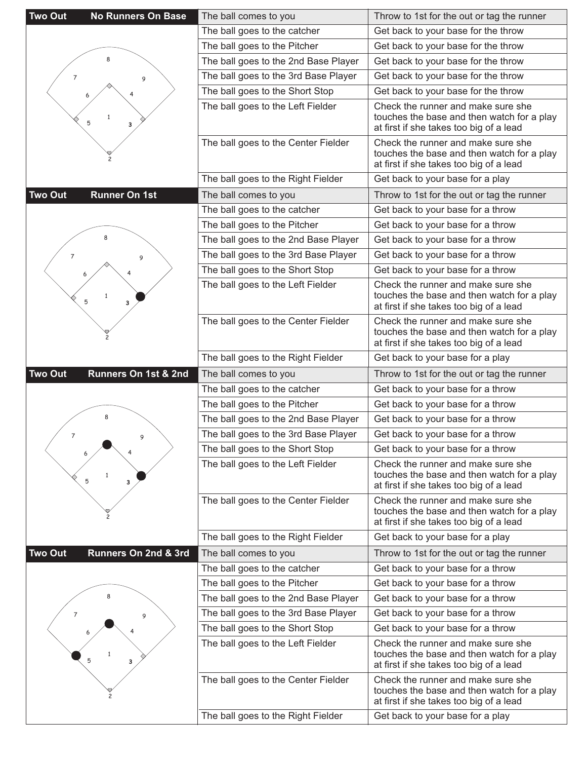| Two Out No Runners On Base | | |
|---|---|---|
| | The ball comes to you | Throw to 1st for the out or tag the runner |
| | The ball goes to the catcher | Get back to your base for the throw |
| | The ball goes to the Pitcher | Get back to your base for the throw |
| | The ball goes to the 2nd Base Player | Get back to your base for the throw |
| | The ball goes to the 3rd Base Player | Get back to your base for the throw |
| | The ball goes to the Short Stop | Get back to your base for the throw |
| | The ball goes to the Left Fielder | Check the runner and make sure she touches the base and then watch for a play at first if she takes too big of a lead |
| | The ball goes to the Center Fielder | Check the runner and make sure she touches the base and then watch for a play at first if she takes too big of a lead |
| | The ball goes to the Right Fielder | Get back to your base for a play |

| Two Out Runner On 1st | | |
|---|---|---|
| | The ball comes to you | Throw to 1st for the out or tag the runner |
| | The ball goes to the catcher | Get back to your base for a throw |
| | The ball goes to the Pitcher | Get back to your base for a throw |
| | The ball goes to the 2nd Base Player | Get back to your base for a throw |
| | The ball goes to the 3rd Base Player | Get back to your base for a throw |
| | The ball goes to the Short Stop | Get back to your base for a throw |
| | The ball goes to the Left Fielder | Check the runner and make sure she touches the base and then watch for a play at first if she takes too big of a lead |
| | The ball goes to the Center Fielder | Check the runner and make sure she touches the base and then watch for a play at first if she takes too big of a lead |
| | The ball goes to the Right Fielder | Get back to your base for a play |

| Two Out Runners On 1st & 2nd | | |
|---|---|---|
| | The ball comes to you | Throw to 1st for the out or tag the runner |
| | The ball goes to the catcher | Get back to your base for a throw |
| | The ball goes to the Pitcher | Get back to your base for a throw |
| | The ball goes to the 2nd Base Player | Get back to your base for a throw |
| | The ball goes to the 3rd Base Player | Get back to your base for a throw |
| | The ball goes to the Short Stop | Get back to your base for a throw |
| | The ball goes to the Left Fielder | Check the runner and make sure she touches the base and then watch for a play at first if she takes too big of a lead |
| | The ball goes to the Center Fielder | Check the runner and make sure she touches the base and then watch for a play at first if she takes too big of a lead |
| | The ball goes to the Right Fielder | Get back to your base for a play |

| Two Out Runners On 2nd & 3rd | | |
|---|---|---|
| | The ball comes to you | Throw to 1st for the out or tag the runner |
| | The ball goes to the catcher | Get back to your base for a throw |
| | The ball goes to the Pitcher | Get back to your base for a throw |
| | The ball goes to the 2nd Base Player | Get back to your base for a throw |
| | The ball goes to the 3rd Base Player | Get back to your base for a throw |
| | The ball goes to the Short Stop | Get back to your base for a throw |
| | The ball goes to the Left Fielder | Check the runner and make sure she touches the base and then watch for a play at first if she takes too big of a lead |
| | The ball goes to the Center Fielder | Check the runner and make sure she touches the base and then watch for a play at first if she takes too big of a lead |
| | The ball goes to the Right Fielder | Get back to your base for a play |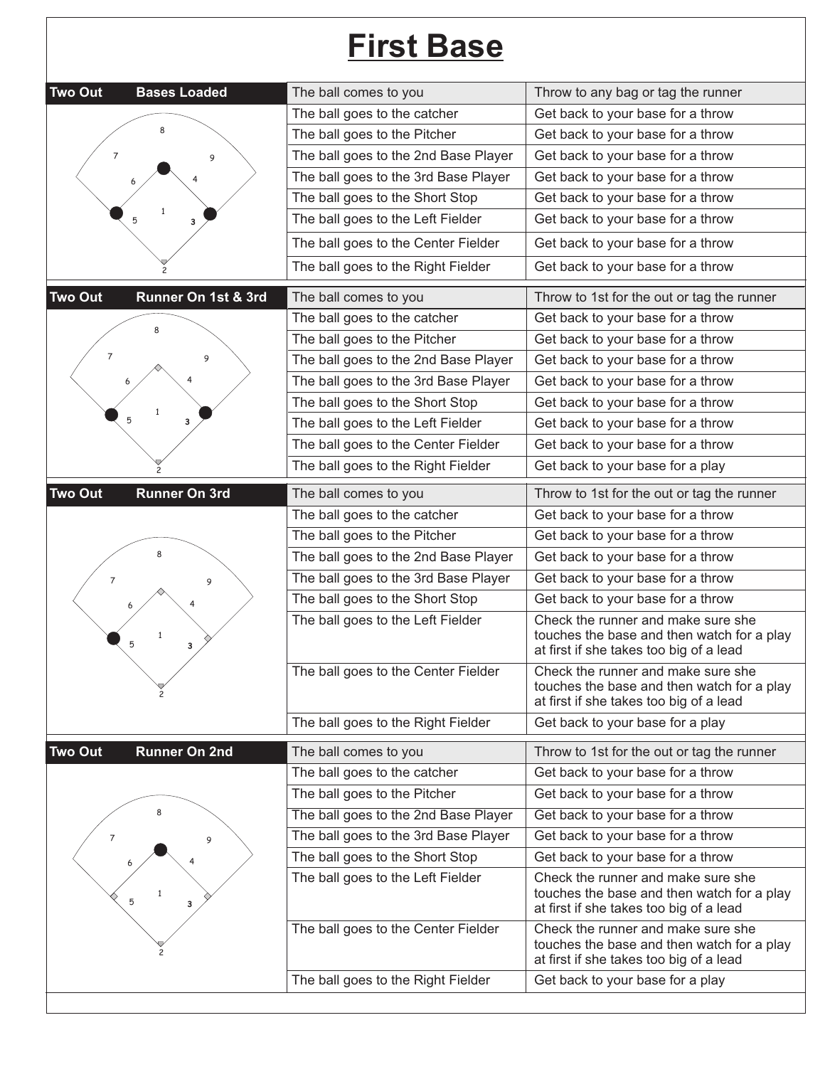# First Base

| Two Out — Bases Loaded | The ball comes to you | Throw to any bag or tag the runner |
|---|---|---|
| | The ball goes to the catcher | Get back to your base for a throw |
| | The ball goes to the Pitcher | Get back to your base for a throw |
| | The ball goes to the 2nd Base Player | Get back to your base for a throw |
| | The ball goes to the 3rd Base Player | Get back to your base for a throw |
| | The ball goes to the Short Stop | Get back to your base for a throw |
| | The ball goes to the Left Fielder | Get back to your base for a throw |
| | The ball goes to the Center Fielder | Get back to your base for a throw |
| | The ball goes to the Right Fielder | Get back to your base for a throw |

| Two Out — Runner On 1st & 3rd | The ball comes to you | Throw to 1st for the out or tag the runner |
|---|---|---|
| | The ball goes to the catcher | Get back to your base for a throw |
| | The ball goes to the Pitcher | Get back to your base for a throw |
| | The ball goes to the 2nd Base Player | Get back to your base for a throw |
| | The ball goes to the 3rd Base Player | Get back to your base for a throw |
| | The ball goes to the Short Stop | Get back to your base for a throw |
| | The ball goes to the Left Fielder | Get back to your base for a throw |
| | The ball goes to the Center Fielder | Get back to your base for a throw |
| | The ball goes to the Right Fielder | Get back to your base for a play |

| Two Out — Runner On 3rd | The ball comes to you | Throw to 1st for the out or tag the runner |
|---|---|---|
| | The ball goes to the catcher | Get back to your base for a throw |
| | The ball goes to the Pitcher | Get back to your base for a throw |
| | The ball goes to the 2nd Base Player | Get back to your base for a throw |
| | The ball goes to the 3rd Base Player | Get back to your base for a throw |
| | The ball goes to the Short Stop | Get back to your base for a throw |
| | The ball goes to the Left Fielder | Check the runner and make sure she touches the base and then watch for a play at first if she takes too big of a lead |
| | The ball goes to the Center Fielder | Check the runner and make sure she touches the base and then watch for a play at first if she takes too big of a lead |
| | The ball goes to the Right Fielder | Get back to your base for a play |

| Two Out — Runner On 2nd | The ball comes to you | Throw to 1st for the out or tag the runner |
|---|---|---|
| | The ball goes to the catcher | Get back to your base for a throw |
| | The ball goes to the Pitcher | Get back to your base for a throw |
| | The ball goes to the 2nd Base Player | Get back to your base for a throw |
| | The ball goes to the 3rd Base Player | Get back to your base for a throw |
| | The ball goes to the Short Stop | Get back to your base for a throw |
| | The ball goes to the Left Fielder | Check the runner and make sure she touches the base and then watch for a play at first if she takes too big of a lead |
| | The ball goes to the Center Fielder | Check the runner and make sure she touches the base and then watch for a play at first if she takes too big of a lead |
| | The ball goes to the Right Fielder | Get back to your base for a play |